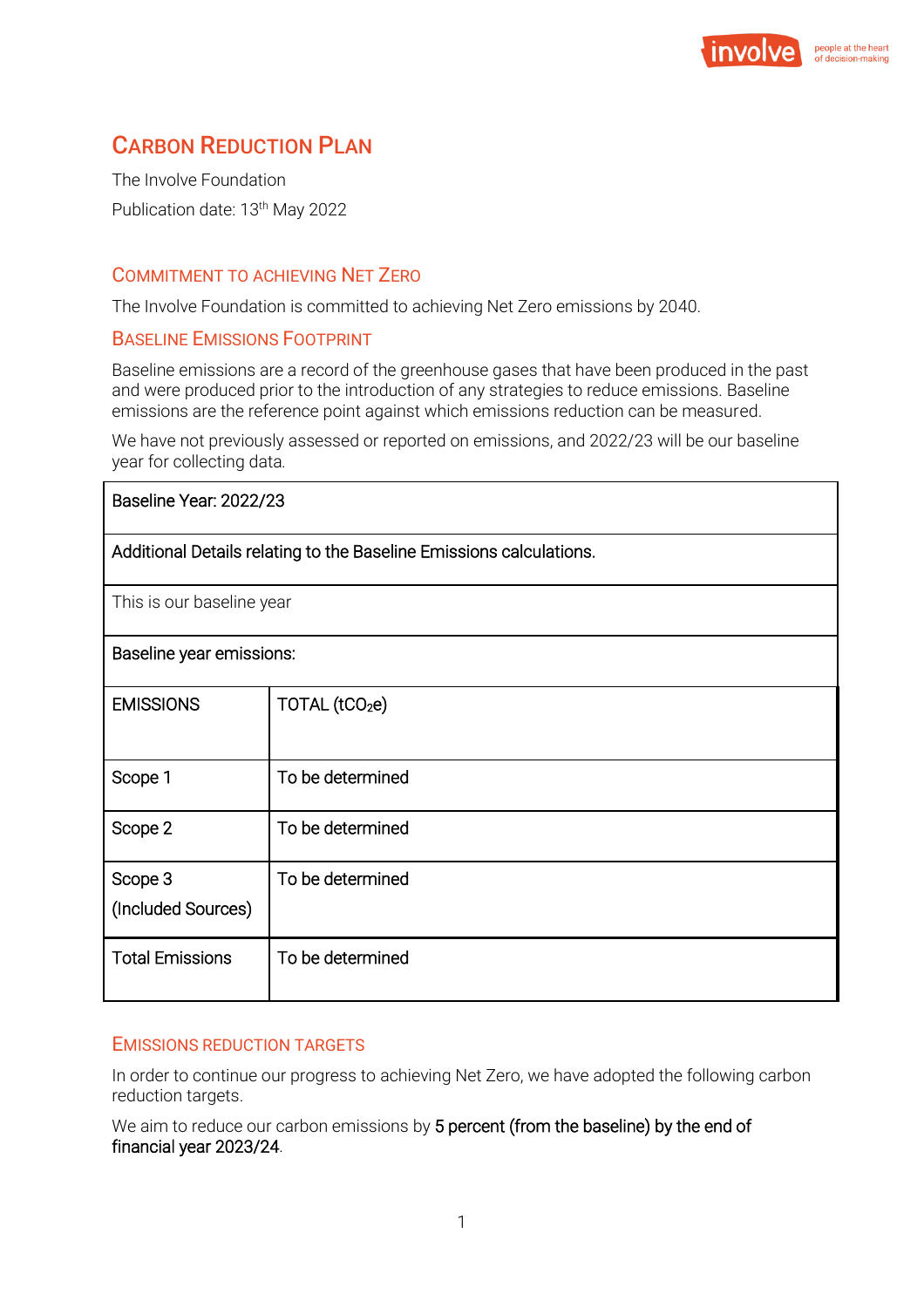# Carbon Reduction Plan

The Involve Foundation

Publication date: 13th May 2022

## Commitment to achieving Net Zero

The Involve Foundation is committed to achieving Net Zero emissions by 2040.

## Baseline Emissions Footprint

Baseline emissions are a record of the greenhouse gases that have been produced in the past and were produced prior to the introduction of any strategies to reduce emissions. Baseline emissions are the reference point against which emissions reduction can be measured.

We have not previously assessed or reported on emissions, and 2022/23 will be our baseline year for collecting data.

| Baseline Year: 2022/23 | |
|---|---|
| Additional Details relating to the Baseline Emissions calculations. | |
| This is our baseline year | |
| Baseline year emissions: | |
| EMISSIONS | TOTAL ($tCO_2e$) |
| Scope 1 | To be determined |
| Scope 2 | To be determined |
| Scope 3 (Included Sources) | To be determined |
| Total Emissions | To be determined |

## Emissions reduction targets

In order to continue our progress to achieving Net Zero, we have adopted the following carbon reduction targets.

We aim to reduce our carbon emissions by 5 percent (from the baseline) by the end of financial year 2023/24.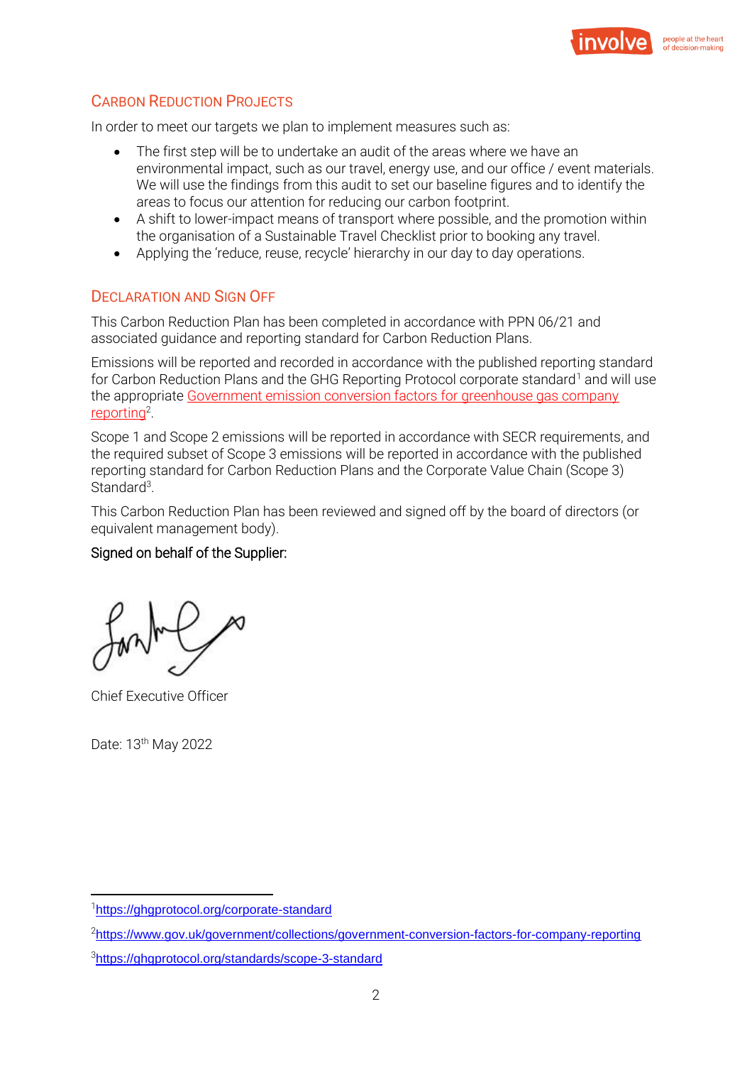## Carbon Reduction Projects

In order to meet our targets we plan to implement measures such as:

- The first step will be to undertake an audit of the areas where we have an environmental impact, such as our travel, energy use, and our office / event materials. We will use the findings from this audit to set our baseline figures and to identify the areas to focus our attention for reducing our carbon footprint.
- A shift to lower-impact means of transport where possible, and the promotion within the organisation of a Sustainable Travel Checklist prior to booking any travel.
- Applying the 'reduce, reuse, recycle' hierarchy in our day to day operations.

## Declaration and Sign Off

This Carbon Reduction Plan has been completed in accordance with PPN 06/21 and associated guidance and reporting standard for Carbon Reduction Plans.

Emissions will be reported and recorded in accordance with the published reporting standard for Carbon Reduction Plans and the GHG Reporting Protocol corporate standard[1] and will use the appropriate Government emission conversion factors for greenhouse gas company reporting[2].

Scope 1 and Scope 2 emissions will be reported in accordance with SECR requirements, and the required subset of Scope 3 emissions will be reported in accordance with the published reporting standard for Carbon Reduction Plans and the Corporate Value Chain (Scope 3) Standard[3].

This Carbon Reduction Plan has been reviewed and signed off by the board of directors (or equivalent management body).

Signed on behalf of the Supplier:

Chief Executive Officer

Date: 13th May 2022

[1] https://ghgprotocol.org/corporate-standard

[2] https://www.gov.uk/government/collections/government-conversion-factors-for-company-reporting

[3] https://ghgprotocol.org/standards/scope-3-standard